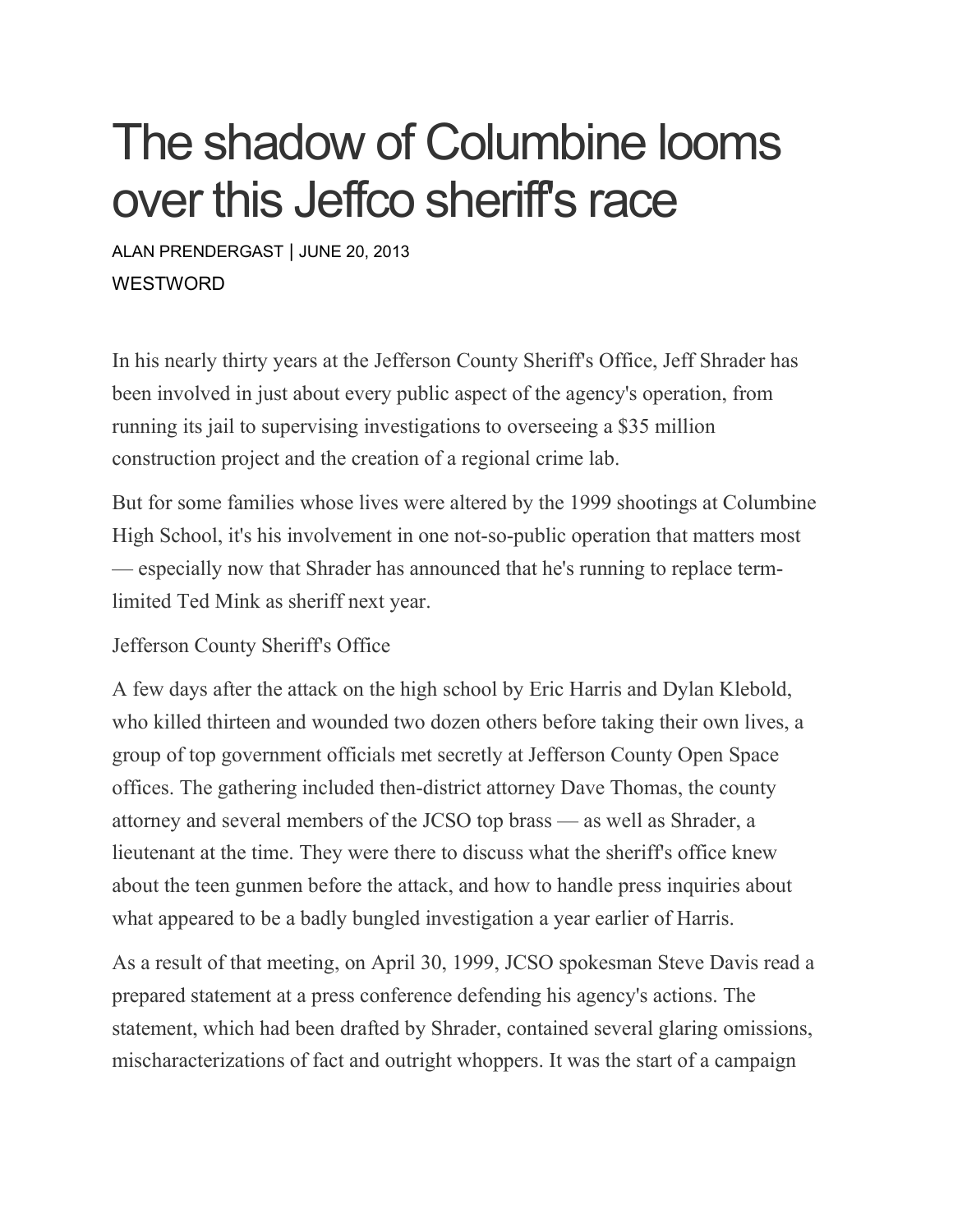# The shadow of Columbine looms over this Jeffco sheriff's race

ALAN PRENDERGAST | JUNE 20, 2013

WESTWORD

In his nearly thirty years at the Jefferson County Sheriff's Office, Jeff Shrader has been involved in just about every public aspect of the agency's operation, from running its jail to supervising investigations to overseeing a $35 million construction project and the creation of a regional crime lab.

But for some families whose lives were altered by the 1999 shootings at Columbine High School, it's his involvement in one not-so-public operation that matters most — especially now that Shrader has announced that he's running to replace term-limited Ted Mink as sheriff next year.

Jefferson County Sheriff's Office

A few days after the attack on the high school by Eric Harris and Dylan Klebold, who killed thirteen and wounded two dozen others before taking their own lives, a group of top government officials met secretly at Jefferson County Open Space offices. The gathering included then-district attorney Dave Thomas, the county attorney and several members of the JCSO top brass — as well as Shrader, a lieutenant at the time. They were there to discuss what the sheriff's office knew about the teen gunmen before the attack, and how to handle press inquiries about what appeared to be a badly bungled investigation a year earlier of Harris.

As a result of that meeting, on April 30, 1999, JCSO spokesman Steve Davis read a prepared statement at a press conference defending his agency's actions. The statement, which had been drafted by Shrader, contained several glaring omissions, mischaracterizations of fact and outright whoppers. It was the start of a campaign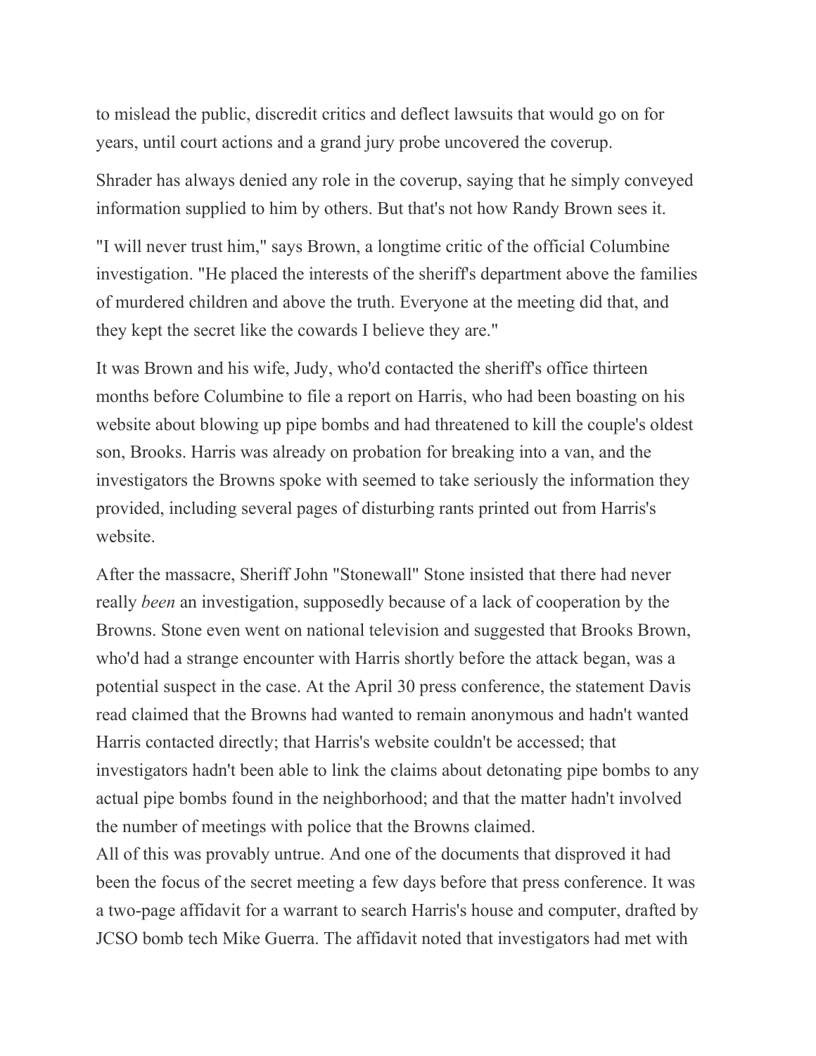to mislead the public, discredit critics and deflect lawsuits that would go on for years, until court actions and a grand jury probe uncovered the coverup.

Shrader has always denied any role in the coverup, saying that he simply conveyed information supplied to him by others. But that's not how Randy Brown sees it.

"I will never trust him," says Brown, a longtime critic of the official Columbine investigation. "He placed the interests of the sheriff's department above the families of murdered children and above the truth. Everyone at the meeting did that, and they kept the secret like the cowards I believe they are."

It was Brown and his wife, Judy, who'd contacted the sheriff's office thirteen months before Columbine to file a report on Harris, who had been boasting on his website about blowing up pipe bombs and had threatened to kill the couple's oldest son, Brooks. Harris was already on probation for breaking into a van, and the investigators the Browns spoke with seemed to take seriously the information they provided, including several pages of disturbing rants printed out from Harris's website.

After the massacre, Sheriff John "Stonewall" Stone insisted that there had never really *been* an investigation, supposedly because of a lack of cooperation by the Browns. Stone even went on national television and suggested that Brooks Brown, who'd had a strange encounter with Harris shortly before the attack began, was a potential suspect in the case. At the April 30 press conference, the statement Davis read claimed that the Browns had wanted to remain anonymous and hadn't wanted Harris contacted directly; that Harris's website couldn't be accessed; that investigators hadn't been able to link the claims about detonating pipe bombs to any actual pipe bombs found in the neighborhood; and that the matter hadn't involved the number of meetings with police that the Browns claimed.

All of this was provably untrue. And one of the documents that disproved it had been the focus of the secret meeting a few days before that press conference. It was a two-page affidavit for a warrant to search Harris's house and computer, drafted by JCSO bomb tech Mike Guerra. The affidavit noted that investigators had met with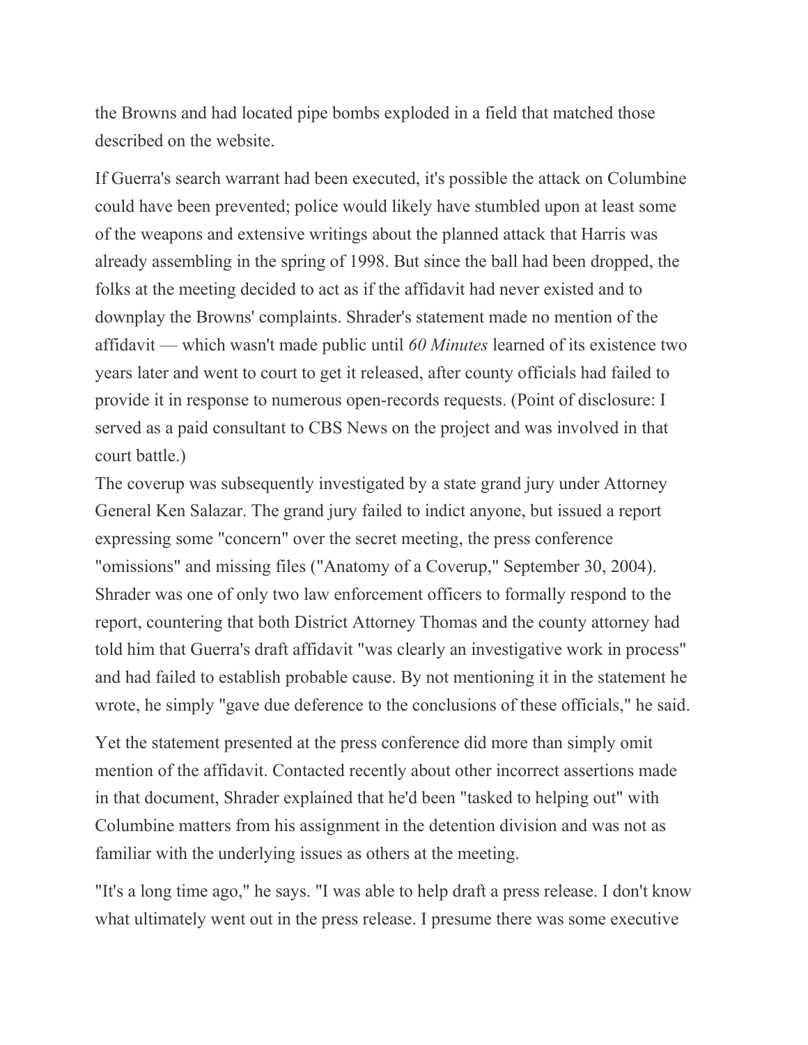the Browns and had located pipe bombs exploded in a field that matched those described on the website.

If Guerra's search warrant had been executed, it's possible the attack on Columbine could have been prevented; police would likely have stumbled upon at least some of the weapons and extensive writings about the planned attack that Harris was already assembling in the spring of 1998. But since the ball had been dropped, the folks at the meeting decided to act as if the affidavit had never existed and to downplay the Browns' complaints. Shrader's statement made no mention of the affidavit — which wasn't made public until *60 Minutes* learned of its existence two years later and went to court to get it released, after county officials had failed to provide it in response to numerous open-records requests. (Point of disclosure: I served as a paid consultant to CBS News on the project and was involved in that court battle.)

The coverup was subsequently investigated by a state grand jury under Attorney General Ken Salazar. The grand jury failed to indict anyone, but issued a report expressing some "concern" over the secret meeting, the press conference "omissions" and missing files ("Anatomy of a Coverup," September 30, 2004). Shrader was one of only two law enforcement officers to formally respond to the report, countering that both District Attorney Thomas and the county attorney had told him that Guerra's draft affidavit "was clearly an investigative work in process" and had failed to establish probable cause. By not mentioning it in the statement he wrote, he simply "gave due deference to the conclusions of these officials," he said.

Yet the statement presented at the press conference did more than simply omit mention of the affidavit. Contacted recently about other incorrect assertions made in that document, Shrader explained that he'd been "tasked to helping out" with Columbine matters from his assignment in the detention division and was not as familiar with the underlying issues as others at the meeting.

"It's a long time ago," he says. "I was able to help draft a press release. I don't know what ultimately went out in the press release. I presume there was some executive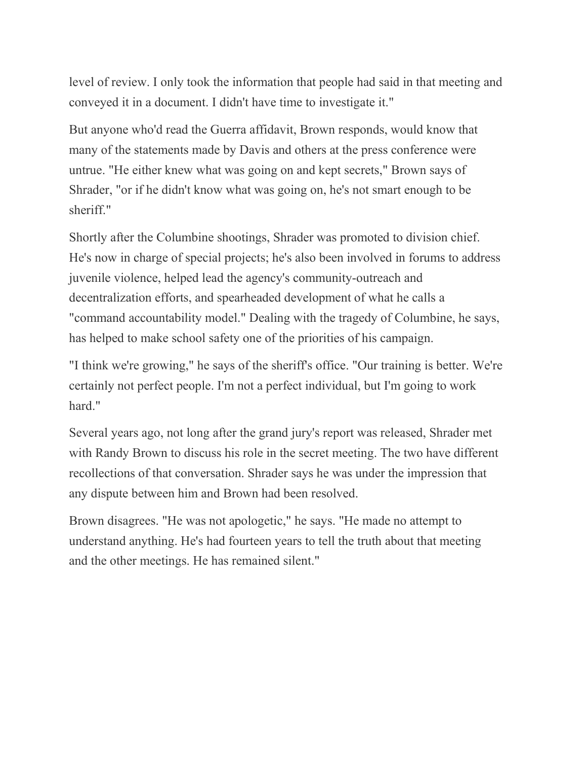level of review. I only took the information that people had said in that meeting and conveyed it in a document. I didn't have time to investigate it."

But anyone who'd read the Guerra affidavit, Brown responds, would know that many of the statements made by Davis and others at the press conference were untrue. "He either knew what was going on and kept secrets," Brown says of Shrader, "or if he didn't know what was going on, he's not smart enough to be sheriff."

Shortly after the Columbine shootings, Shrader was promoted to division chief. He's now in charge of special projects; he's also been involved in forums to address juvenile violence, helped lead the agency's community-outreach and decentralization efforts, and spearheaded development of what he calls a "command accountability model." Dealing with the tragedy of Columbine, he says, has helped to make school safety one of the priorities of his campaign.

"I think we're growing," he says of the sheriff's office. "Our training is better. We're certainly not perfect people. I'm not a perfect individual, but I'm going to work hard."

Several years ago, not long after the grand jury's report was released, Shrader met with Randy Brown to discuss his role in the secret meeting. The two have different recollections of that conversation. Shrader says he was under the impression that any dispute between him and Brown had been resolved.

Brown disagrees. "He was not apologetic," he says. "He made no attempt to understand anything. He's had fourteen years to tell the truth about that meeting and the other meetings. He has remained silent."